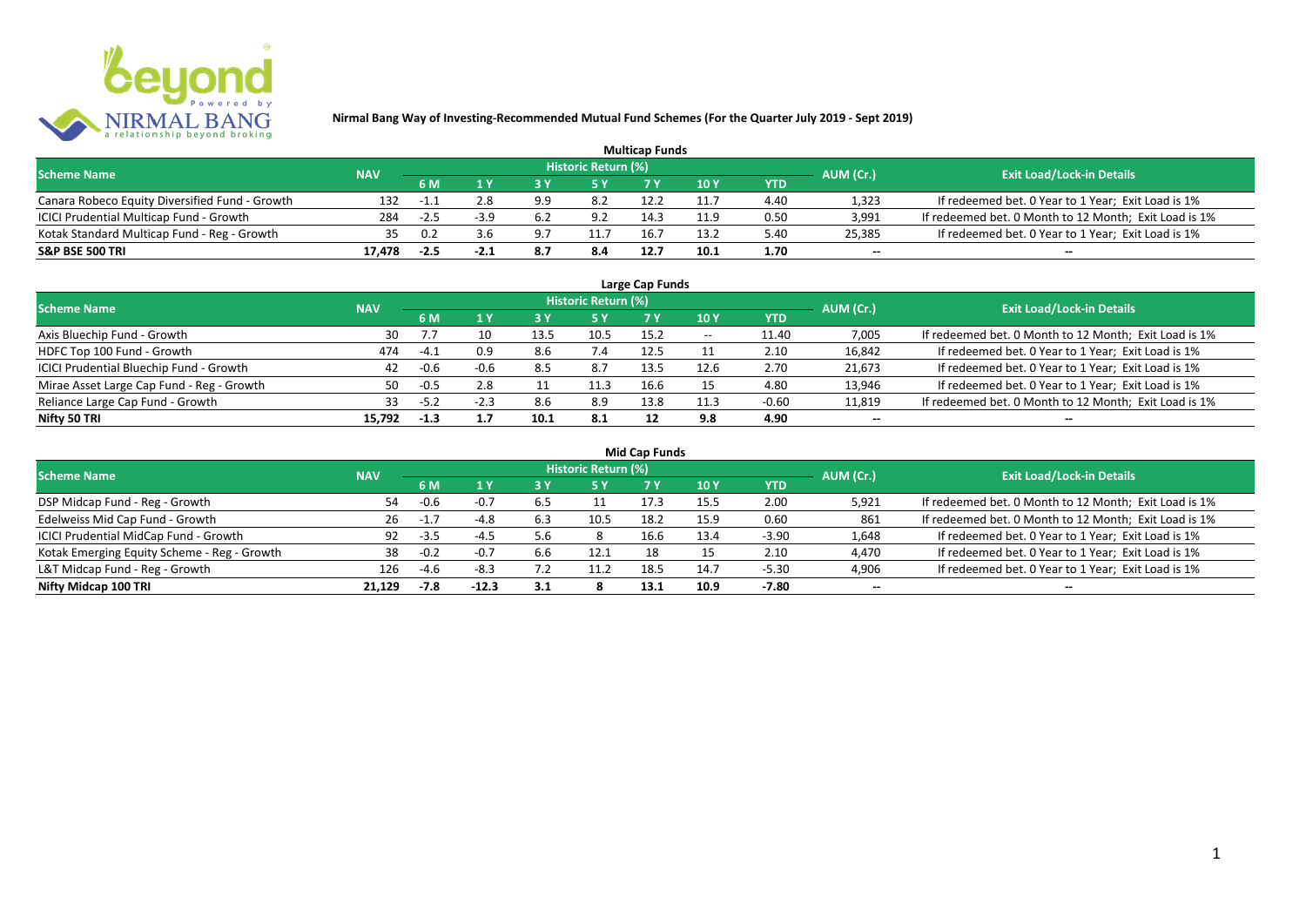**Nirmal Bang Way of Investing-Recommended Mutual Fund Schemes (For the Quarter July 2019 - Sept 2019)**

### Multicap Funds

| Scheme Name | NAV | Historic Return (%) | | | | | | | AUM (Cr.) | Exit Load/Lock-in Details |
|---|---|---|---|---|---|---|---|---|---|---|
| | | 6 M | 1 Y | 3 Y | 5 Y | 7 Y | 10 Y | YTD | | |
| Canara Robeco Equity Diversified Fund - Growth | 132 | -1.1 | 2.8 | 9.9 | 8.2 | 12.2 | 11.7 | 4.40 | 1,323 | If redeemed bet. 0 Year to 1 Year; Exit Load is 1% |
| ICICI Prudential Multicap Fund - Growth | 284 | -2.5 | -3.9 | 6.2 | 9.2 | 14.3 | 11.9 | 0.50 | 3,991 | If redeemed bet. 0 Month to 12 Month; Exit Load is 1% |
| Kotak Standard Multicap Fund - Reg - Growth | 35 | 0.2 | 3.6 | 9.7 | 11.7 | 16.7 | 13.2 | 5.40 | 25,385 | If redeemed bet. 0 Year to 1 Year; Exit Load is 1% |
| **S&P BSE 500 TRI** | **17,478** | **-2.5** | **-2.1** | **8.7** | **8.4** | **12.7** | **10.1** | **1.70** | -- | -- |

### Large Cap Funds

| Scheme Name | NAV | Historic Return (%) | | | | | | | AUM (Cr.) | Exit Load/Lock-in Details |
|---|---|---|---|---|---|---|---|---|---|---|
| | | 6 M | 1 Y | 3 Y | 5 Y | 7 Y | 10 Y | YTD | | |
| Axis Bluechip Fund - Growth | 30 | 7.7 | 10 | 13.5 | 10.5 | 15.2 | -- | 11.40 | 7,005 | If redeemed bet. 0 Month to 12 Month; Exit Load is 1% |
| HDFC Top 100 Fund - Growth | 474 | -4.1 | 0.9 | 8.6 | 7.4 | 12.5 | 11 | 2.10 | 16,842 | If redeemed bet. 0 Year to 1 Year; Exit Load is 1% |
| ICICI Prudential Bluechip Fund - Growth | 42 | -0.6 | -0.6 | 8.5 | 8.7 | 13.5 | 12.6 | 2.70 | 21,673 | If redeemed bet. 0 Year to 1 Year; Exit Load is 1% |
| Mirae Asset Large Cap Fund - Reg - Growth | 50 | -0.5 | 2.8 | 11 | 11.3 | 16.6 | 15 | 4.80 | 13,946 | If redeemed bet. 0 Year to 1 Year; Exit Load is 1% |
| Reliance Large Cap Fund - Growth | 33 | -5.2 | -2.3 | 8.6 | 8.9 | 13.8 | 11.3 | -0.60 | 11,819 | If redeemed bet. 0 Month to 12 Month; Exit Load is 1% |
| **Nifty 50 TRI** | **15,792** | **-1.3** | **1.7** | **10.1** | **8.1** | **12** | **9.8** | **4.90** | -- | -- |

### Mid Cap Funds

| Scheme Name | NAV | Historic Return (%) | | | | | | | AUM (Cr.) | Exit Load/Lock-in Details |
|---|---|---|---|---|---|---|---|---|---|---|
| | | 6 M | 1 Y | 3 Y | 5 Y | 7 Y | 10 Y | YTD | | |
| DSP Midcap Fund - Reg - Growth | 54 | -0.6 | -0.7 | 6.5 | 11 | 17.3 | 15.5 | 2.00 | 5,921 | If redeemed bet. 0 Month to 12 Month; Exit Load is 1% |
| Edelweiss Mid Cap Fund - Growth | 26 | -1.7 | -4.8 | 6.3 | 10.5 | 18.2 | 15.9 | 0.60 | 861 | If redeemed bet. 0 Month to 12 Month; Exit Load is 1% |
| ICICI Prudential MidCap Fund - Growth | 92 | -3.5 | -4.5 | 5.6 | 8 | 16.6 | 13.4 | -3.90 | 1,648 | If redeemed bet. 0 Year to 1 Year; Exit Load is 1% |
| Kotak Emerging Equity Scheme - Reg - Growth | 38 | -0.2 | -0.7 | 6.6 | 12.1 | 18 | 15 | 2.10 | 4,470 | If redeemed bet. 0 Year to 1 Year; Exit Load is 1% |
| L&T Midcap Fund - Reg - Growth | 126 | -4.6 | -8.3 | 7.2 | 11.2 | 18.5 | 14.7 | -5.30 | 4,906 | If redeemed bet. 0 Year to 1 Year; Exit Load is 1% |
| **Nifty Midcap 100 TRI** | **21,129** | **-7.8** | **-12.3** | **3.1** | **8** | **13.1** | **10.9** | **-7.80** | -- | -- |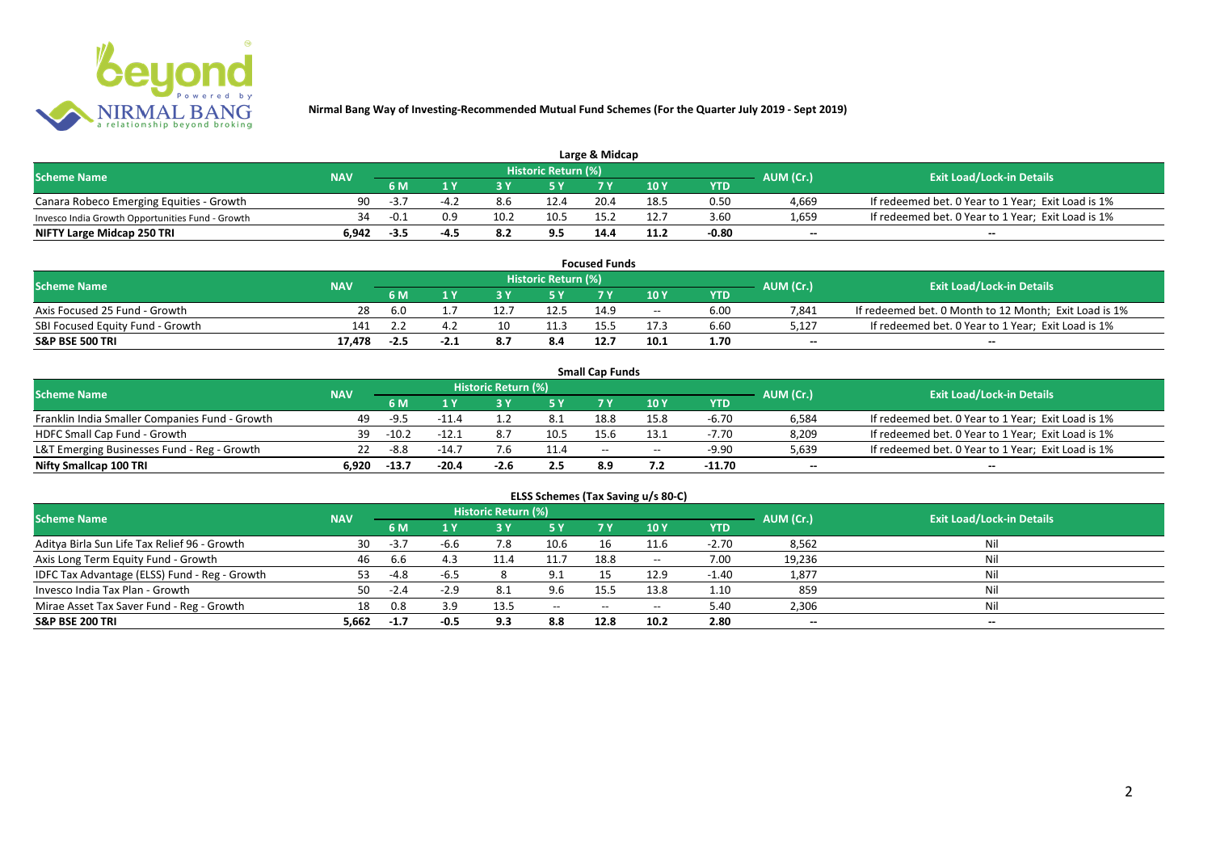**Nirmal Bang Way of Investing-Recommended Mutual Fund Schemes (For the Quarter July 2019 - Sept 2019)**

## Large & Midcap

| Scheme Name | NAV | Historic Return (%) | | | | | | | AUM (Cr.) | Exit Load/Lock-in Details |
|---|---|---|---|---|---|---|---|---|---|---|
| | | 6 M | 1 Y | 3 Y | 5 Y | 7 Y | 10 Y | YTD | | |
| Canara Robeco Emerging Equities - Growth | 90 | -3.7 | -4.2 | 8.6 | 12.4 | 20.4 | 18.5 | 0.50 | 4,669 | If redeemed bet. 0 Year to 1 Year; Exit Load is 1% |
| Invesco India Growth Opportunities Fund - Growth | 34 | -0.1 | 0.9 | 10.2 | 10.5 | 15.2 | 12.7 | 3.60 | 1,659 | If redeemed bet. 0 Year to 1 Year; Exit Load is 1% |
| **NIFTY Large Midcap 250 TRI** | **6,942** | **-3.5** | **-4.5** | **8.2** | **9.5** | **14.4** | **11.2** | **-0.80** | **--** | **--** |

## Focused Funds

| Scheme Name | NAV | Historic Return (%) | | | | | | | AUM (Cr.) | Exit Load/Lock-in Details |
|---|---|---|---|---|---|---|---|---|---|---|
| | | 6 M | 1 Y | 3 Y | 5 Y | 7 Y | 10 Y | YTD | | |
| Axis Focused 25 Fund - Growth | 28 | 6.0 | 1.7 | 12.7 | 12.5 | 14.9 | -- | 6.00 | 7,841 | If redeemed bet. 0 Month to 12 Month; Exit Load is 1% |
| SBI Focused Equity Fund - Growth | 141 | 2.2 | 4.2 | 10 | 11.3 | 15.5 | 17.3 | 6.60 | 5,127 | If redeemed bet. 0 Year to 1 Year; Exit Load is 1% |
| **S&P BSE 500 TRI** | **17,478** | **-2.5** | **-2.1** | **8.7** | **8.4** | **12.7** | **10.1** | **1.70** | **--** | **--** |

## Small Cap Funds

| Scheme Name | NAV | Historic Return (%) | | | | | | | AUM (Cr.) | Exit Load/Lock-in Details |
|---|---|---|---|---|---|---|---|---|---|---|
| | | 6 M | 1 Y | 3 Y | 5 Y | 7 Y | 10 Y | YTD | | |
| Franklin India Smaller Companies Fund - Growth | 49 | -9.5 | -11.4 | 1.2 | 8.1 | 18.8 | 15.8 | -6.70 | 6,584 | If redeemed bet. 0 Year to 1 Year; Exit Load is 1% |
| HDFC Small Cap Fund - Growth | 39 | -10.2 | -12.1 | 8.7 | 10.5 | 15.6 | 13.1 | -7.70 | 8,209 | If redeemed bet. 0 Year to 1 Year; Exit Load is 1% |
| L&T Emerging Businesses Fund - Reg - Growth | 22 | -8.8 | -14.7 | 7.6 | 11.4 | -- | -- | -9.90 | 5,639 | If redeemed bet. 0 Year to 1 Year; Exit Load is 1% |
| **Nifty Smallcap 100 TRI** | **6,920** | **-13.7** | **-20.4** | **-2.6** | **2.5** | **8.9** | **7.2** | **-11.70** | **--** | **--** |

## ELSS Schemes (Tax Saving u/s 80-C)

| Scheme Name | NAV | Historic Return (%) | | | | | | | AUM (Cr.) | Exit Load/Lock-in Details |
|---|---|---|---|---|---|---|---|---|---|---|
| | | 6 M | 1 Y | 3 Y | 5 Y | 7 Y | 10 Y | YTD | | |
| Aditya Birla Sun Life Tax Relief 96 - Growth | 30 | -3.7 | -6.6 | 7.8 | 10.6 | 16 | 11.6 | -2.70 | 8,562 | Nil |
| Axis Long Term Equity Fund - Growth | 46 | 6.6 | 4.3 | 11.4 | 11.7 | 18.8 | -- | 7.00 | 19,236 | Nil |
| IDFC Tax Advantage (ELSS) Fund - Reg - Growth | 53 | -4.8 | -6.5 | 8 | 9.1 | 15 | 12.9 | -1.40 | 1,877 | Nil |
| Invesco India Tax Plan - Growth | 50 | -2.4 | -2.9 | 8.1 | 9.6 | 15.5 | 13.8 | 1.10 | 859 | Nil |
| Mirae Asset Tax Saver Fund - Reg - Growth | 18 | 0.8 | 3.9 | 13.5 | -- | -- | -- | 5.40 | 2,306 | Nil |
| **S&P BSE 200 TRI** | **5,662** | **-1.7** | **-0.5** | **9.3** | **8.8** | **12.8** | **10.2** | **2.80** | **--** | **--** |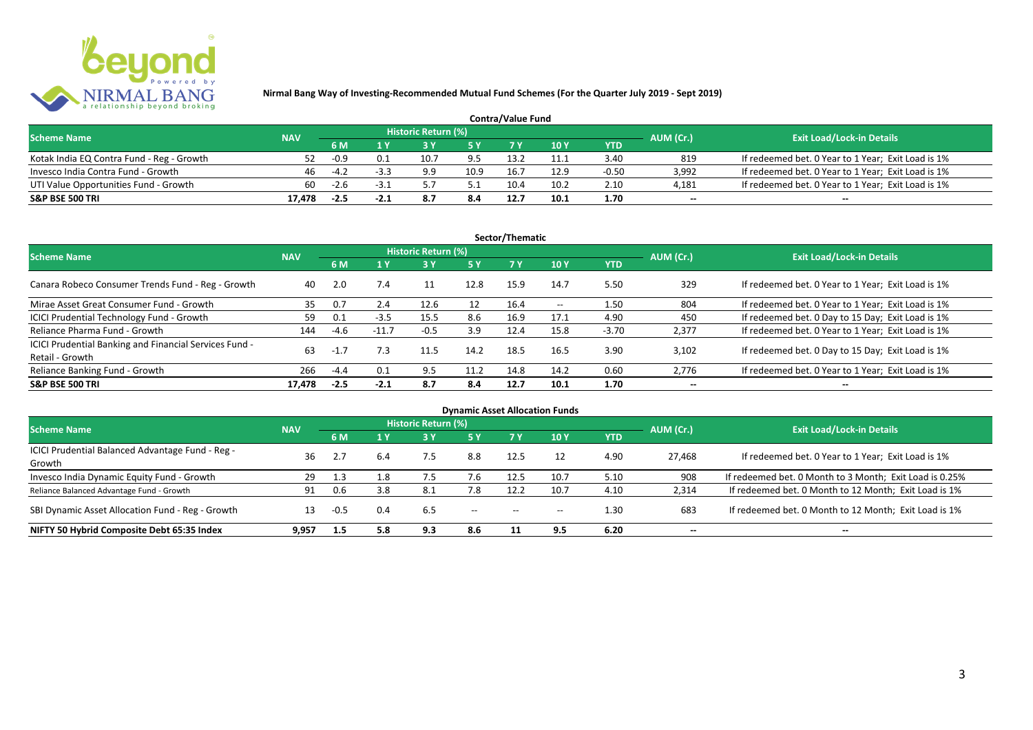**Nirmal Bang Way of Investing-Recommended Mutual Fund Schemes (For the Quarter July 2019 - Sept 2019)**

### Contra/Value Fund

| Scheme Name | NAV | Historic Return (%) | | | | | | | AUM (Cr.) | Exit Load/Lock-in Details |
|---|---|---|---|---|---|---|---|---|---|---|
| | | 6 M | 1 Y | 3 Y | 5 Y | 7 Y | 10 Y | YTD | | |
| Kotak India EQ Contra Fund - Reg - Growth | 52 | -0.9 | 0.1 | 10.7 | 9.5 | 13.2 | 11.1 | 3.40 | 819 | If redeemed bet. 0 Year to 1 Year; Exit Load is 1% |
| Invesco India Contra Fund - Growth | 46 | -4.2 | -3.3 | 9.9 | 10.9 | 16.7 | 12.9 | -0.50 | 3,992 | If redeemed bet. 0 Year to 1 Year; Exit Load is 1% |
| UTI Value Opportunities Fund - Growth | 60 | -2.6 | -3.1 | 5.7 | 5.1 | 10.4 | 10.2 | 2.10 | 4,181 | If redeemed bet. 0 Year to 1 Year; Exit Load is 1% |
| **S&P BSE 500 TRI** | **17,478** | **-2.5** | **-2.1** | **8.7** | **8.4** | **12.7** | **10.1** | **1.70** | -- | -- |

### Sector/Thematic

| Scheme Name | NAV | Historic Return (%) | | | | | | | AUM (Cr.) | Exit Load/Lock-in Details |
|---|---|---|---|---|---|---|---|---|---|---|
| | | 6 M | 1 Y | 3 Y | 5 Y | 7 Y | 10 Y | YTD | | |
| Canara Robeco Consumer Trends Fund - Reg - Growth | 40 | 2.0 | 7.4 | 11 | 12.8 | 15.9 | 14.7 | 5.50 | 329 | If redeemed bet. 0 Year to 1 Year; Exit Load is 1% |
| Mirae Asset Great Consumer Fund - Growth | 35 | 0.7 | 2.4 | 12.6 | 12 | 16.4 | -- | 1.50 | 804 | If redeemed bet. 0 Year to 1 Year; Exit Load is 1% |
| ICICI Prudential Technology Fund - Growth | 59 | 0.1 | -3.5 | 15.5 | 8.6 | 16.9 | 17.1 | 4.90 | 450 | If redeemed bet. 0 Day to 15 Day; Exit Load is 1% |
| Reliance Pharma Fund - Growth | 144 | -4.6 | -11.7 | -0.5 | 3.9 | 12.4 | 15.8 | -3.70 | 2,377 | If redeemed bet. 0 Year to 1 Year; Exit Load is 1% |
| ICICI Prudential Banking and Financial Services Fund - Retail - Growth | 63 | -1.7 | 7.3 | 11.5 | 14.2 | 18.5 | 16.5 | 3.90 | 3,102 | If redeemed bet. 0 Day to 15 Day; Exit Load is 1% |
| Reliance Banking Fund - Growth | 266 | -4.4 | 0.1 | 9.5 | 11.2 | 14.8 | 14.2 | 0.60 | 2,776 | If redeemed bet. 0 Year to 1 Year; Exit Load is 1% |
| **S&P BSE 500 TRI** | **17,478** | **-2.5** | **-2.1** | **8.7** | **8.4** | **12.7** | **10.1** | **1.70** | -- | -- |

### Dynamic Asset Allocation Funds

| Scheme Name | NAV | Historic Return (%) | | | | | | | AUM (Cr.) | Exit Load/Lock-in Details |
|---|---|---|---|---|---|---|---|---|---|---|
| | | 6 M | 1 Y | 3 Y | 5 Y | 7 Y | 10 Y | YTD | | |
| ICICI Prudential Balanced Advantage Fund - Reg - Growth | 36 | 2.7 | 6.4 | 7.5 | 8.8 | 12.5 | 12 | 4.90 | 27,468 | If redeemed bet. 0 Year to 1 Year; Exit Load is 1% |
| Invesco India Dynamic Equity Fund - Growth | 29 | 1.3 | 1.8 | 7.5 | 7.6 | 12.5 | 10.7 | 5.10 | 908 | If redeemed bet. 0 Month to 3 Month; Exit Load is 0.25% |
| Reliance Balanced Advantage Fund - Growth | 91 | 0.6 | 3.8 | 8.1 | 7.8 | 12.2 | 10.7 | 4.10 | 2,314 | If redeemed bet. 0 Month to 12 Month; Exit Load is 1% |
| SBI Dynamic Asset Allocation Fund - Reg - Growth | 13 | -0.5 | 0.4 | 6.5 | -- | -- | -- | 1.30 | 683 | If redeemed bet. 0 Month to 12 Month; Exit Load is 1% |
| **NIFTY 50 Hybrid Composite Debt 65:35 Index** | **9,957** | **1.5** | **5.8** | **9.3** | **8.6** | **11** | **9.5** | **6.20** | -- | -- |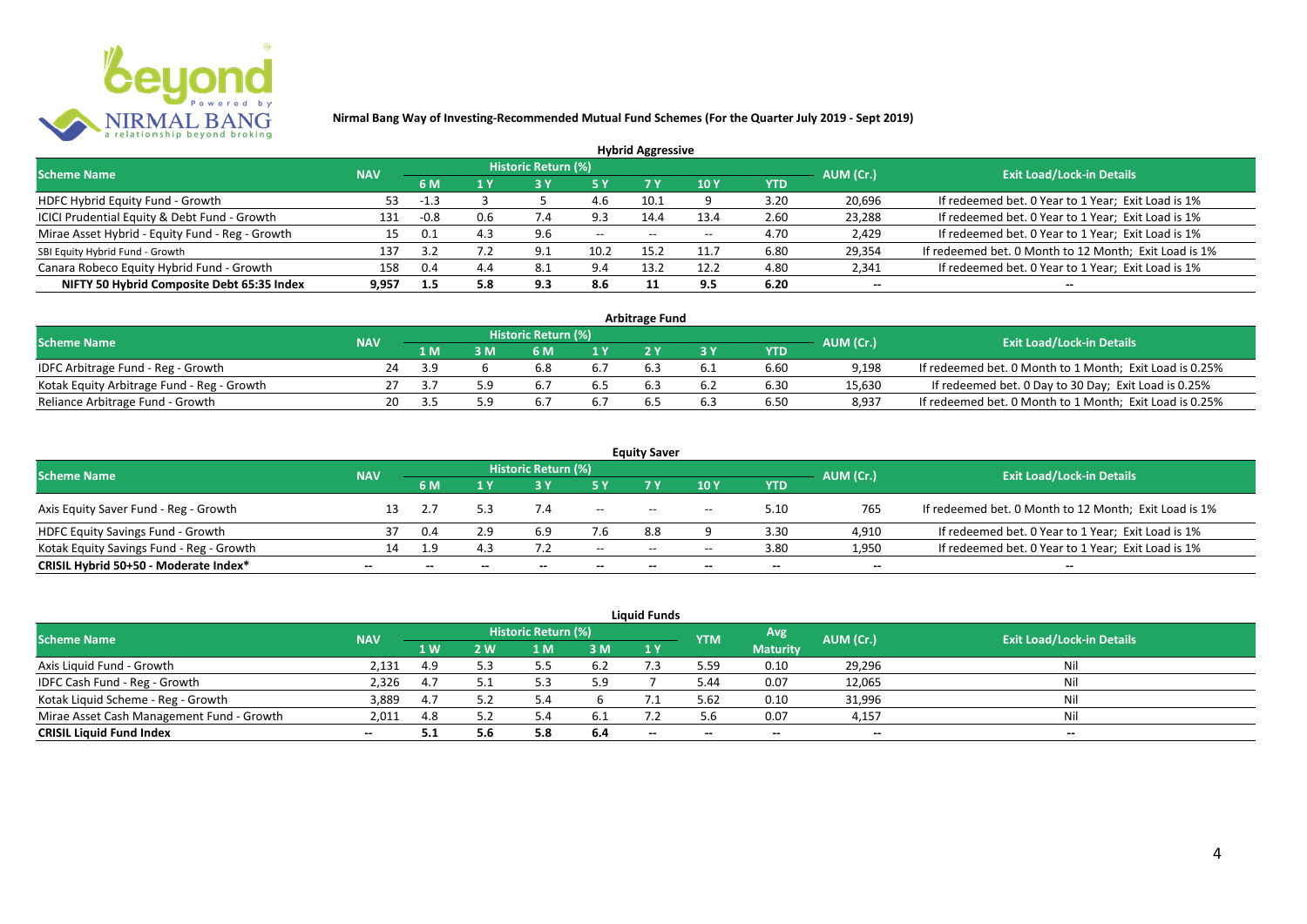**Nirmal Bang Way of Investing-Recommended Mutual Fund Schemes (For the Quarter July 2019 - Sept 2019)**

## Hybrid Aggressive

| Scheme Name | NAV | Historic Return (%) | | | | | | | AUM (Cr.) | Exit Load/Lock-in Details |
|---|---|---|---|---|---|---|---|---|---|---|
| | | 6 M | 1 Y | 3 Y | 5 Y | 7 Y | 10 Y | YTD | | |
| HDFC Hybrid Equity Fund - Growth | 53 | -1.3 | 3 | 5 | 4.6 | 10.1 | 9 | 3.20 | 20,696 | If redeemed bet. 0 Year to 1 Year; Exit Load is 1% |
| ICICI Prudential Equity & Debt Fund - Growth | 131 | -0.8 | 0.6 | 7.4 | 9.3 | 14.4 | 13.4 | 2.60 | 23,288 | If redeemed bet. 0 Year to 1 Year; Exit Load is 1% |
| Mirae Asset Hybrid - Equity Fund - Reg - Growth | 15 | 0.1 | 4.3 | 9.6 | -- | -- | -- | 4.70 | 2,429 | If redeemed bet. 0 Year to 1 Year; Exit Load is 1% |
| SBI Equity Hybrid Fund - Growth | 137 | 3.2 | 7.2 | 9.1 | 10.2 | 15.2 | 11.7 | 6.80 | 29,354 | If redeemed bet. 0 Month to 12 Month; Exit Load is 1% |
| Canara Robeco Equity Hybrid Fund - Growth | 158 | 0.4 | 4.4 | 8.1 | 9.4 | 13.2 | 12.2 | 4.80 | 2,341 | If redeemed bet. 0 Year to 1 Year; Exit Load is 1% |
| **NIFTY 50 Hybrid Composite Debt 65:35 Index** | **9,957** | **1.5** | **5.8** | **9.3** | **8.6** | **11** | **9.5** | **6.20** | **--** | **--** |

## Arbitrage Fund

| Scheme Name | NAV | Historic Return (%) | | | | | | | AUM (Cr.) | Exit Load/Lock-in Details |
|---|---|---|---|---|---|---|---|---|---|---|
| | | 1 M | 3 M | 6 M | 1 Y | 2 Y | 3 Y | YTD | | |
| IDFC Arbitrage Fund - Reg - Growth | 24 | 3.9 | 6 | 6.8 | 6.7 | 6.3 | 6.1 | 6.60 | 9,198 | If redeemed bet. 0 Month to 1 Month; Exit Load is 0.25% |
| Kotak Equity Arbitrage Fund - Reg - Growth | 27 | 3.7 | 5.9 | 6.7 | 6.5 | 6.3 | 6.2 | 6.30 | 15,630 | If redeemed bet. 0 Day to 30 Day; Exit Load is 0.25% |
| Reliance Arbitrage Fund - Growth | 20 | 3.5 | 5.9 | 6.7 | 6.7 | 6.5 | 6.3 | 6.50 | 8,937 | If redeemed bet. 0 Month to 1 Month; Exit Load is 0.25% |

## Equity Saver

| Scheme Name | NAV | Historic Return (%) | | | | | | | AUM (Cr.) | Exit Load/Lock-in Details |
|---|---|---|---|---|---|---|---|---|---|---|
| | | 6 M | 1 Y | 3 Y | 5 Y | 7 Y | 10 Y | YTD | | |
| Axis Equity Saver Fund - Reg - Growth | 13 | 2.7 | 5.3 | 7.4 | -- | -- | -- | 5.10 | 765 | If redeemed bet. 0 Month to 12 Month; Exit Load is 1% |
| HDFC Equity Savings Fund - Growth | 37 | 0.4 | 2.9 | 6.9 | 7.6 | 8.8 | 9 | 3.30 | 4,910 | If redeemed bet. 0 Year to 1 Year; Exit Load is 1% |
| Kotak Equity Savings Fund - Reg - Growth | 14 | 1.9 | 4.3 | 7.2 | -- | -- | -- | 3.80 | 1,950 | If redeemed bet. 0 Year to 1 Year; Exit Load is 1% |
| **CRISIL Hybrid 50+50 - Moderate Index*** | **--** | **--** | **--** | **--** | **--** | **--** | **--** | **--** | **--** | **--** |

## Liquid Funds

| Scheme Name | NAV | Historic Return (%) | | | | | YTM | Avg Maturity | AUM (Cr.) | Exit Load/Lock-in Details |
|---|---|---|---|---|---|---|---|---|---|---|
| | | 1 W | 2 W | 1 M | 3 M | 1 Y | | | | |
| Axis Liquid Fund - Growth | 2,131 | 4.9 | 5.3 | 5.5 | 6.2 | 7.3 | 5.59 | 0.10 | 29,296 | Nil |
| IDFC Cash Fund - Reg - Growth | 2,326 | 4.7 | 5.1 | 5.3 | 5.9 | 7 | 5.44 | 0.07 | 12,065 | Nil |
| Kotak Liquid Scheme - Reg - Growth | 3,889 | 4.7 | 5.2 | 5.4 | 6 | 7.1 | 5.62 | 0.10 | 31,996 | Nil |
| Mirae Asset Cash Management Fund - Growth | 2,011 | 4.8 | 5.2 | 5.4 | 6.1 | 7.2 | 5.6 | 0.07 | 4,157 | Nil |
| **CRISIL Liquid Fund Index** | **--** | **5.1** | **5.6** | **5.8** | **6.4** | **--** | **--** | **--** | **--** | **--** |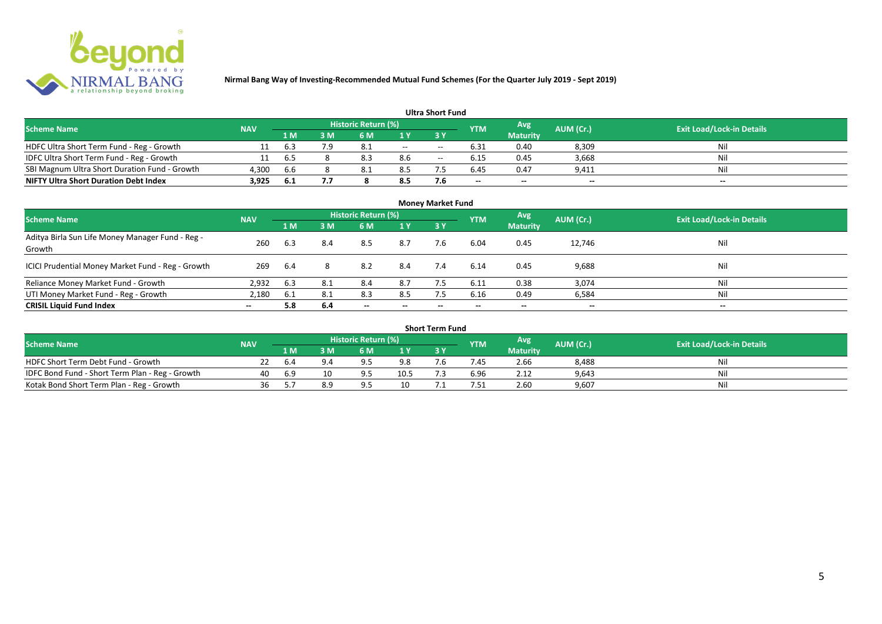**Nirmal Bang Way of Investing-Recommended Mutual Fund Schemes (For the Quarter July 2019 - Sept 2019)**

### Ultra Short Fund

| Scheme Name | NAV | Historic Return (%) | | | | | YTM | Avg Maturity | AUM (Cr.) | Exit Load/Lock-in Details |
|---|---|---|---|---|---|---|---|---|---|---|
| | | 1 M | 3 M | 6 M | 1 Y | 3 Y | | | | |
| HDFC Ultra Short Term Fund - Reg - Growth | 11 | 6.3 | 7.9 | 8.1 | -- | -- | 6.31 | 0.40 | 8,309 | Nil |
| IDFC Ultra Short Term Fund - Reg - Growth | 11 | 6.5 | 8 | 8.3 | 8.6 | -- | 6.15 | 0.45 | 3,668 | Nil |
| SBI Magnum Ultra Short Duration Fund - Growth | 4,300 | 6.6 | 8 | 8.1 | 8.5 | 7.5 | 6.45 | 0.47 | 9,411 | Nil |
| **NIFTY Ultra Short Duration Debt Index** | **3,925** | **6.1** | **7.7** | **8** | **8.5** | **7.6** | **--** | **--** | **--** | **--** |

### Money Market Fund

| Scheme Name | NAV | Historic Return (%) | | | | | YTM | Avg Maturity | AUM (Cr.) | Exit Load/Lock-in Details |
|---|---|---|---|---|---|---|---|---|---|---|
| | | 1 M | 3 M | 6 M | 1 Y | 3 Y | | | | |
| Aditya Birla Sun Life Money Manager Fund - Reg - Growth | 260 | 6.3 | 8.4 | 8.5 | 8.7 | 7.6 | 6.04 | 0.45 | 12,746 | Nil |
| ICICI Prudential Money Market Fund - Reg - Growth | 269 | 6.4 | 8 | 8.2 | 8.4 | 7.4 | 6.14 | 0.45 | 9,688 | Nil |
| Reliance Money Market Fund - Growth | 2,932 | 6.3 | 8.1 | 8.4 | 8.7 | 7.5 | 6.11 | 0.38 | 3,074 | Nil |
| UTI Money Market Fund - Reg - Growth | 2,180 | 6.1 | 8.1 | 8.3 | 8.5 | 7.5 | 6.16 | 0.49 | 6,584 | Nil |
| **CRISIL Liquid Fund Index** | **--** | **5.8** | **6.4** | **--** | **--** | **--** | **--** | **--** | **--** | **--** |

### Short Term Fund

| Scheme Name | NAV | Historic Return (%) | | | | | YTM | Avg Maturity | AUM (Cr.) | Exit Load/Lock-in Details |
|---|---|---|---|---|---|---|---|---|---|---|
| | | 1 M | 3 M | 6 M | 1 Y | 3 Y | | | | |
| HDFC Short Term Debt Fund - Growth | 22 | 6.4 | 9.4 | 9.5 | 9.8 | 7.6 | 7.45 | 2.66 | 8,488 | Nil |
| IDFC Bond Fund - Short Term Plan - Reg - Growth | 40 | 6.9 | 10 | 9.5 | 10.5 | 7.3 | 6.96 | 2.12 | 9,643 | Nil |
| Kotak Bond Short Term Plan - Reg - Growth | 36 | 5.7 | 8.9 | 9.5 | 10 | 7.1 | 7.51 | 2.60 | 9,607 | Nil |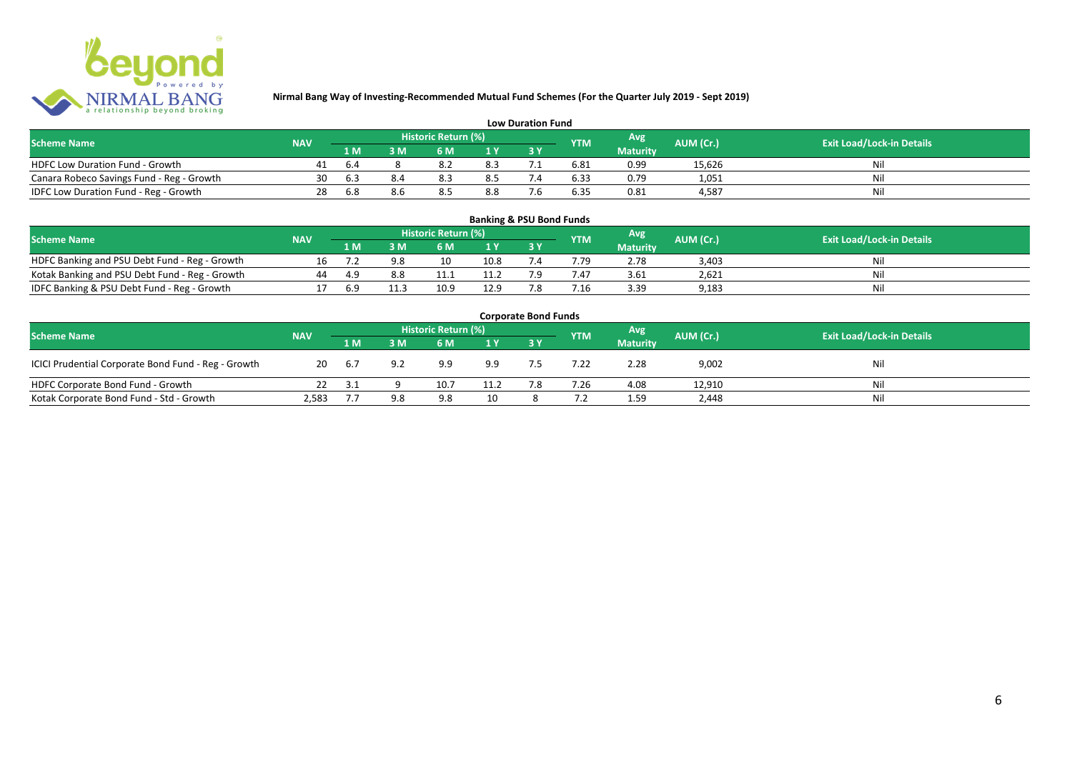**Nirmal Bang Way of Investing-Recommended Mutual Fund Schemes (For the Quarter July 2019 - Sept 2019)**

## Low Duration Fund

| Scheme Name | NAV | Historic Return (%) | | | | | YTM | Avg Maturity | AUM (Cr.) | Exit Load/Lock-in Details |
|---|---|---|---|---|---|---|---|---|---|---|
| | | 1 M | 3 M | 6 M | 1 Y | 3 Y | | | | |
| HDFC Low Duration Fund - Growth | 41 | 6.4 | 8 | 8.2 | 8.3 | 7.1 | 6.81 | 0.99 | 15,626 | Nil |
| Canara Robeco Savings Fund - Reg - Growth | 30 | 6.3 | 8.4 | 8.3 | 8.5 | 7.4 | 6.33 | 0.79 | 1,051 | Nil |
| IDFC Low Duration Fund - Reg - Growth | 28 | 6.8 | 8.6 | 8.5 | 8.8 | 7.6 | 6.35 | 0.81 | 4,587 | Nil |

## Banking & PSU Bond Funds

| Scheme Name | NAV | Historic Return (%) | | | | | YTM | Avg Maturity | AUM (Cr.) | Exit Load/Lock-in Details |
|---|---|---|---|---|---|---|---|---|---|---|
| | | 1 M | 3 M | 6 M | 1 Y | 3 Y | | | | |
| HDFC Banking and PSU Debt Fund - Reg - Growth | 16 | 7.2 | 9.8 | 10 | 10.8 | 7.4 | 7.79 | 2.78 | 3,403 | Nil |
| Kotak Banking and PSU Debt Fund - Reg - Growth | 44 | 4.9 | 8.8 | 11.1 | 11.2 | 7.9 | 7.47 | 3.61 | 2,621 | Nil |
| IDFC Banking & PSU Debt Fund - Reg - Growth | 17 | 6.9 | 11.3 | 10.9 | 12.9 | 7.8 | 7.16 | 3.39 | 9,183 | Nil |

## Corporate Bond Funds

| Scheme Name | NAV | Historic Return (%) | | | | | YTM | Avg Maturity | AUM (Cr.) | Exit Load/Lock-in Details |
|---|---|---|---|---|---|---|---|---|---|---|
| | | 1 M | 3 M | 6 M | 1 Y | 3 Y | | | | |
| ICICI Prudential Corporate Bond Fund - Reg - Growth | 20 | 6.7 | 9.2 | 9.9 | 9.9 | 7.5 | 7.22 | 2.28 | 9,002 | Nil |
| HDFC Corporate Bond Fund - Growth | 22 | 3.1 | 9 | 10.7 | 11.2 | 7.8 | 7.26 | 4.08 | 12,910 | Nil |
| Kotak Corporate Bond Fund - Std - Growth | 2,583 | 7.7 | 9.8 | 9.8 | 10 | 8 | 7.2 | 1.59 | 2,448 | Nil |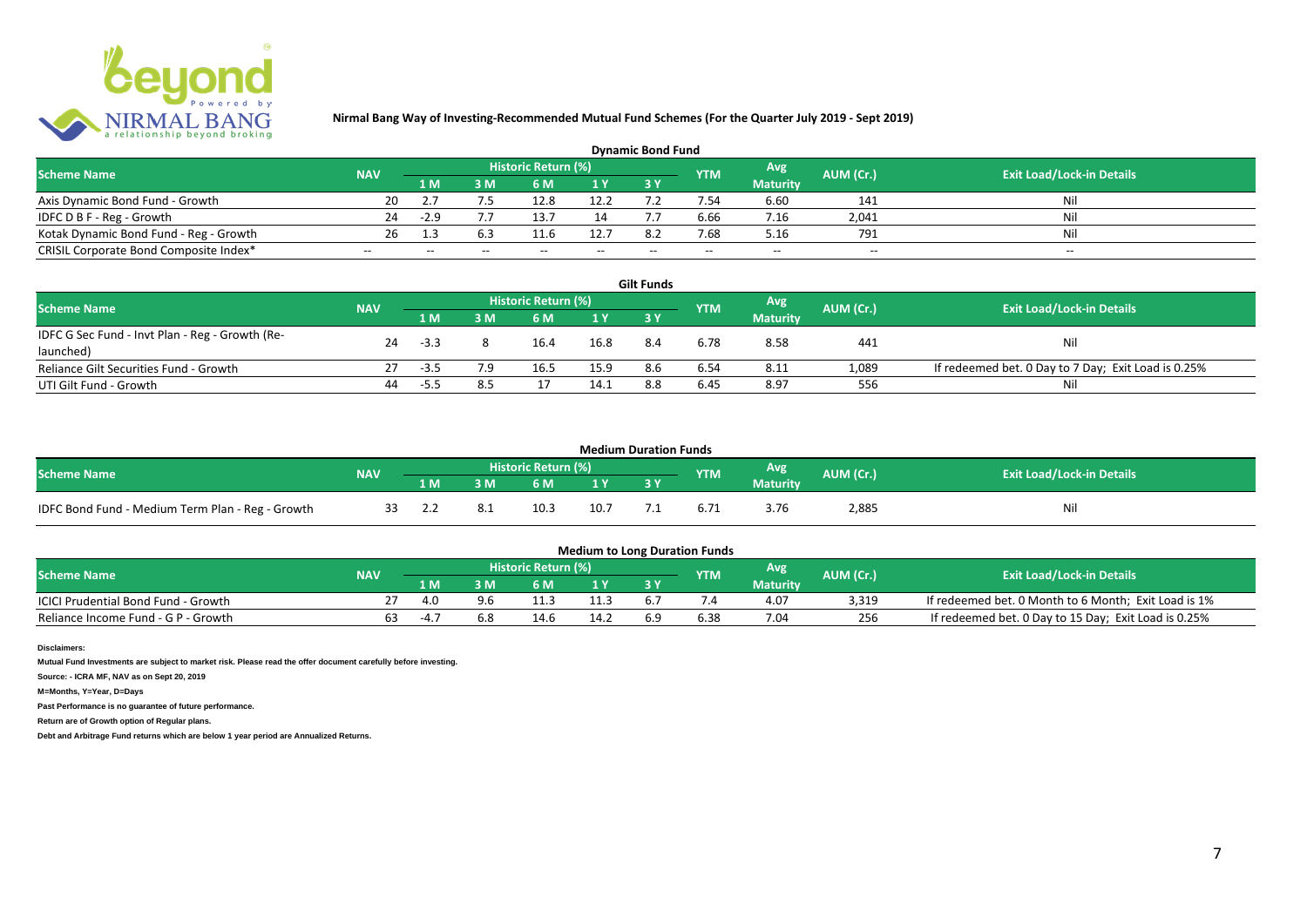**Nirmal Bang Way of Investing-Recommended Mutual Fund Schemes (For the Quarter July 2019 - Sept 2019)**

## Dynamic Bond Fund

| Scheme Name | NAV | Historic Return (%) | | | | | YTM | Avg Maturity | AUM (Cr.) | Exit Load/Lock-in Details |
|---|---|---|---|---|---|---|---|---|---|---|
| | | 1 M | 3 M | 6 M | 1 Y | 3 Y | | | | |
| Axis Dynamic Bond Fund - Growth | 20 | 2.7 | 7.5 | 12.8 | 12.2 | 7.2 | 7.54 | 6.60 | 141 | Nil |
| IDFC D B F - Reg - Growth | 24 | -2.9 | 7.7 | 13.7 | 14 | 7.7 | 6.66 | 7.16 | 2,041 | Nil |
| Kotak Dynamic Bond Fund - Reg - Growth | 26 | 1.3 | 6.3 | 11.6 | 12.7 | 8.2 | 7.68 | 5.16 | 791 | Nil |
| CRISIL Corporate Bond Composite Index* | -- | -- | -- | -- | -- | -- | -- | -- | -- | -- |

## Gilt Funds

| Scheme Name | NAV | Historic Return (%) | | | | | YTM | Avg Maturity | AUM (Cr.) | Exit Load/Lock-in Details |
|---|---|---|---|---|---|---|---|---|---|---|
| | | 1 M | 3 M | 6 M | 1 Y | 3 Y | | | | |
| IDFC G Sec Fund - Invt Plan - Reg - Growth (Re-launched) | 24 | -3.3 | 8 | 16.4 | 16.8 | 8.4 | 6.78 | 8.58 | 441 | Nil |
| Reliance Gilt Securities Fund - Growth | 27 | -3.5 | 7.9 | 16.5 | 15.9 | 8.6 | 6.54 | 8.11 | 1,089 | If redeemed bet. 0 Day to 7 Day; Exit Load is 0.25% |
| UTI Gilt Fund - Growth | 44 | -5.5 | 8.5 | 17 | 14.1 | 8.8 | 6.45 | 8.97 | 556 | Nil |

## Medium Duration Funds

| Scheme Name | NAV | Historic Return (%) | | | | | YTM | Avg Maturity | AUM (Cr.) | Exit Load/Lock-in Details |
|---|---|---|---|---|---|---|---|---|---|---|
| | | 1 M | 3 M | 6 M | 1 Y | 3 Y | | | | |
| IDFC Bond Fund - Medium Term Plan - Reg - Growth | 33 | 2.2 | 8.1 | 10.3 | 10.7 | 7.1 | 6.71 | 3.76 | 2,885 | Nil |

## Medium to Long Duration Funds

| Scheme Name | NAV | Historic Return (%) | | | | | YTM | Avg Maturity | AUM (Cr.) | Exit Load/Lock-in Details |
|---|---|---|---|---|---|---|---|---|---|---|
| | | 1 M | 3 M | 6 M | 1 Y | 3 Y | | | | |
| ICICI Prudential Bond Fund - Growth | 27 | 4.0 | 9.6 | 11.3 | 11.3 | 6.7 | 7.4 | 4.07 | 3,319 | If redeemed bet. 0 Month to 6 Month; Exit Load is 1% |
| Reliance Income Fund - G P - Growth | 63 | -4.7 | 6.8 | 14.6 | 14.2 | 6.9 | 6.38 | 7.04 | 256 | If redeemed bet. 0 Day to 15 Day; Exit Load is 0.25% |

**Disclaimers:**

**Mutual Fund Investments are subject to market risk. Please read the offer document carefully before investing.**

**Source: - ICRA MF, NAV as on Sept 20, 2019**

**M=Months, Y=Year, D=Days**

**Past Performance is no guarantee of future performance.**

**Return are of Growth option of Regular plans.**

**Debt and Arbitrage Fund returns which are below 1 year period are Annualized Returns.**